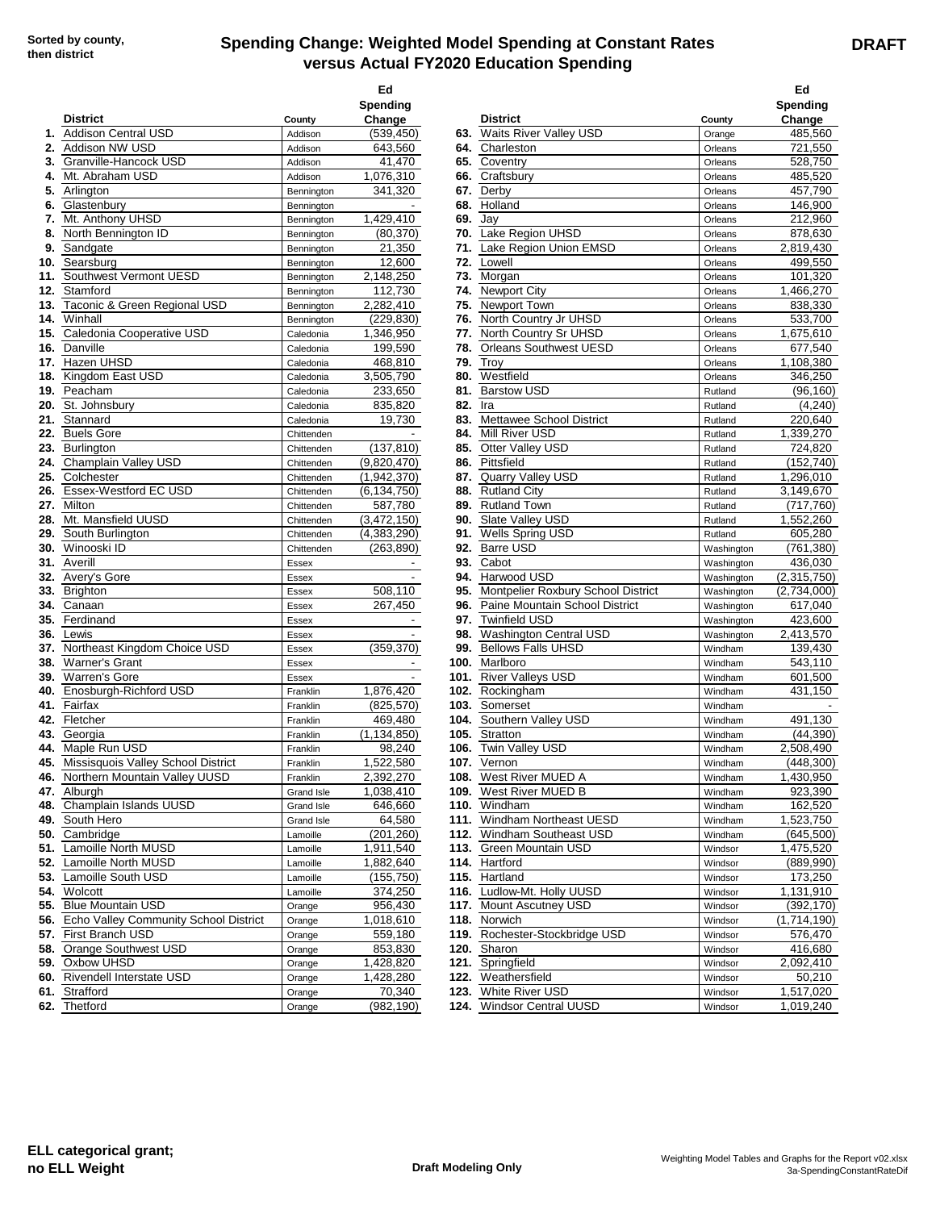Sorted by county, then district

# Spending Change: Weighted Model Spending at Constant Rates versus Actual FY2020 Education Spending

DRAFT

| | District | County | Ed Spending Change |
|---|---|---|---|
| 1. | Addison Central USD | Addison | (539,450) |
| 2. | Addison NW USD | Addison | 643,560 |
| 3. | Granville-Hancock USD | Addison | 41,470 |
| 4. | Mt. Abraham USD | Addison | 1,076,310 |
| 5. | Arlington | Bennington | 341,320 |
| 6. | Glastenbury | Bennington | - |
| 7. | Mt. Anthony UHSD | Bennington | 1,429,410 |
| 8. | North Bennington ID | Bennington | (80,370) |
| 9. | Sandgate | Bennington | 21,350 |
| 10. | Searsburg | Bennington | 12,600 |
| 11. | Southwest Vermont UESD | Bennington | 2,148,250 |
| 12. | Stamford | Bennington | 112,730 |
| 13. | Taconic & Green Regional USD | Bennington | 2,282,410 |
| 14. | Winhall | Bennington | (229,830) |
| 15. | Caledonia Cooperative USD | Caledonia | 1,346,950 |
| 16. | Danville | Caledonia | 199,590 |
| 17. | Hazen UHSD | Caledonia | 468,810 |
| 18. | Kingdom East USD | Caledonia | 3,505,790 |
| 19. | Peacham | Caledonia | 233,650 |
| 20. | St. Johnsbury | Caledonia | 835,820 |
| 21. | Stannard | Caledonia | 19,730 |
| 22. | Buels Gore | Chittenden | - |
| 23. | Burlington | Chittenden | (137,810) |
| 24. | Champlain Valley USD | Chittenden | (9,820,470) |
| 25. | Colchester | Chittenden | (1,942,370) |
| 26. | Essex-Westford EC USD | Chittenden | (6,134,750) |
| 27. | Milton | Chittenden | 587,780 |
| 28. | Mt. Mansfield UUSD | Chittenden | (3,472,150) |
| 29. | South Burlington | Chittenden | (4,383,290) |
| 30. | Winooski ID | Chittenden | (263,890) |
| 31. | Averill | Essex | - |
| 32. | Avery's Gore | Essex | - |
| 33. | Brighton | Essex | 508,110 |
| 34. | Canaan | Essex | 267,450 |
| 35. | Ferdinand | Essex | - |
| 36. | Lewis | Essex | - |
| 37. | Northeast Kingdom Choice USD | Essex | (359,370) |
| 38. | Warner's Grant | Essex | - |
| 39. | Warren's Gore | Essex | - |
| 40. | Enosburgh-Richford USD | Franklin | 1,876,420 |
| 41. | Fairfax | Franklin | (825,570) |
| 42. | Fletcher | Franklin | 469,480 |
| 43. | Georgia | Franklin | (1,134,850) |
| 44. | Maple Run USD | Franklin | 98,240 |
| 45. | Missisquois Valley School District | Franklin | 1,522,580 |
| 46. | Northern Mountain Valley UUSD | Franklin | 2,392,270 |
| 47. | Alburgh | Grand Isle | 1,038,410 |
| 48. | Champlain Islands UUSD | Grand Isle | 646,660 |
| 49. | South Hero | Grand Isle | 64,580 |
| 50. | Cambridge | Lamoille | (201,260) |
| 51. | Lamoille North MUSD | Lamoille | 1,911,540 |
| 52. | Lamoille North MUSD | Lamoille | 1,882,640 |
| 53. | Lamoille South USD | Lamoille | (155,750) |
| 54. | Wolcott | Lamoille | 374,250 |
| 55. | Blue Mountain USD | Orange | 956,430 |
| 56. | Echo Valley Community School District | Orange | 1,018,610 |
| 57. | First Branch USD | Orange | 559,180 |
| 58. | Orange Southwest USD | Orange | 853,830 |
| 59. | Oxbow UHSD | Orange | 1,428,820 |
| 60. | Rivendell Interstate USD | Orange | 1,428,280 |
| 61. | Strafford | Orange | 70,340 |
| 62. | Thetford | Orange | (982,190) |
| 63. | Waits River Valley USD | Orange | 485,560 |
| 64. | Charleston | Orleans | 721,550 |
| 65. | Coventry | Orleans | 528,750 |
| 66. | Craftsbury | Orleans | 485,520 |
| 67. | Derby | Orleans | 457,790 |
| 68. | Holland | Orleans | 146,900 |
| 69. | Jay | Orleans | 212,960 |
| 70. | Lake Region UHSD | Orleans | 878,630 |
| 71. | Lake Region Union EMSD | Orleans | 2,819,430 |
| 72. | Lowell | Orleans | 499,550 |
| 73. | Morgan | Orleans | 101,320 |
| 74. | Newport City | Orleans | 1,466,270 |
| 75. | Newport Town | Orleans | 838,330 |
| 76. | North Country Jr UHSD | Orleans | 533,700 |
| 77. | North Country Sr UHSD | Orleans | 1,675,610 |
| 78. | Orleans Southwest UESD | Orleans | 677,540 |
| 79. | Troy | Orleans | 1,108,380 |
| 80. | Westfield | Orleans | 346,250 |
| 81. | Barstow USD | Rutland | (96,160) |
| 82. | Ira | Rutland | (4,240) |
| 83. | Mettawee School District | Rutland | 220,640 |
| 84. | Mill River USD | Rutland | 1,339,270 |
| 85. | Otter Valley USD | Rutland | 724,820 |
| 86. | Pittsfield | Rutland | (152,740) |
| 87. | Quarry Valley USD | Rutland | 1,296,010 |
| 88. | Rutland City | Rutland | 3,149,670 |
| 89. | Rutland Town | Rutland | (717,760) |
| 90. | Slate Valley USD | Rutland | 1,552,260 |
| 91. | Wells Spring USD | Rutland | 605,280 |
| 92. | Barre USD | Washington | (761,380) |
| 93. | Cabot | Washington | 436,030 |
| 94. | Harwood USD | Washington | (2,315,750) |
| 95. | Montpelier Roxbury School District | Washington | (2,734,000) |
| 96. | Paine Mountain School District | Washington | 617,040 |
| 97. | Twinfield USD | Washington | 423,600 |
| 98. | Washington Central USD | Washington | 2,413,570 |
| 99. | Bellows Falls UHSD | Windham | 139,430 |
| 100. | Marlboro | Windham | 543,110 |
| 101. | River Valleys USD | Windham | 601,500 |
| 102. | Rockingham | Windham | 431,150 |
| 103. | Somerset | Windham | - |
| 104. | Southern Valley USD | Windham | 491,130 |
| 105. | Stratton | Windham | (44,390) |
| 106. | Twin Valley USD | Windham | 2,508,490 |
| 107. | Vernon | Windham | (448,300) |
| 108. | West River MUED A | Windham | 1,430,950 |
| 109. | West River MUED B | Windham | 923,390 |
| 110. | Windham | Windham | 162,520 |
| 111. | Windham Northeast UESD | Windham | 1,523,750 |
| 112. | Windham Southeast USD | Windham | (645,500) |
| 113. | Green Mountain USD | Windsor | 1,475,520 |
| 114. | Hartford | Windsor | (889,990) |
| 115. | Hartland | Windsor | 173,250 |
| 116. | Ludlow-Mt. Holly UUSD | Windsor | 1,131,910 |
| 117. | Mount Ascutney USD | Windsor | (392,170) |
| 118. | Norwich | Windsor | (1,714,190) |
| 119. | Rochester-Stockbridge USD | Windsor | 576,470 |
| 120. | Sharon | Windsor | 416,680 |
| 121. | Springfield | Windsor | 2,092,410 |
| 122. | Weathersfield | Windsor | 50,210 |
| 123. | White River USD | Windsor | 1,517,020 |
| 124. | Windsor Central UUSD | Windsor | 1,019,240 |

**ELL categorical grant; no ELL Weight**

**Draft Modeling Only**

Weighting Model Tables and Graphs for the Report v02.xlsx
3a-SpendingConstantRateDif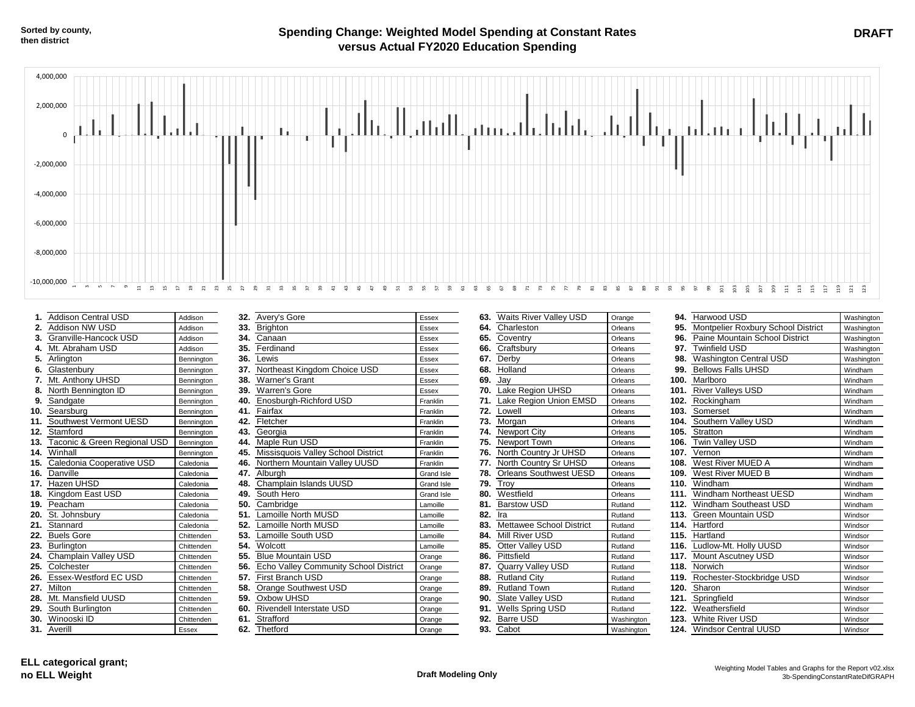Sorted by county, then district

# Spending Change: Weighted Model Spending at Constant Rates versus Actual FY2020 Education Spending

**DRAFT**

4,000,000
2,000,000
0
-2,000,000
-4,000,000
-6,000,000
-8,000,000
-10,000,000

1 3 5 7 9 11 13 15 17 19 21 23 25 27 29 31 33 35 37 39 41 43 45 47 49 51 53 55 57 59 61 63 65 67 69 71 73 75 77 79 81 83 85 87 89 91 93 95 97 99 101 103 105 107 109 111 113 115 117 119 121 123

| | | |
|---|---|---|
| 1. | Addison Central USD | Addison |
| 2. | Addison NW USD | Addison |
| 3. | Granville-Hancock USD | Addison |
| 4. | Mt. Abraham USD | Addison |
| 5. | Arlington | Bennington |
| 6. | Glastenbury | Bennington |
| 7. | Mt. Anthony UHSD | Bennington |
| 8. | North Bennington ID | Bennington |
| 9. | Sandgate | Bennington |
| 10. | Searsburg | Bennington |
| 11. | Southwest Vermont UESD | Bennington |
| 12. | Stamford | Bennington |
| 13. | Taconic & Green Regional USD | Bennington |
| 14. | Winhall | Bennington |
| 15. | Caledonia Cooperative USD | Caledonia |
| 16. | Danville | Caledonia |
| 17. | Hazen UHSD | Caledonia |
| 18. | Kingdom East USD | Caledonia |
| 19. | Peacham | Caledonia |
| 20. | St. Johnsbury | Caledonia |
| 21. | Stannard | Caledonia |
| 22. | Buels Gore | Chittenden |
| 23. | Burlington | Chittenden |
| 24. | Champlain Valley USD | Chittenden |
| 25. | Colchester | Chittenden |
| 26. | Essex-Westford EC USD | Chittenden |
| 27. | Milton | Chittenden |
| 28. | Mt. Mansfield UUSD | Chittenden |
| 29. | South Burlington | Chittenden |
| 30. | Winooski ID | Chittenden |
| 31. | Averill | Essex |
| 32. | Avery's Gore | Essex |
| 33. | Brighton | Essex |
| 34. | Canaan | Essex |
| 35. | Ferdinand | Essex |
| 36. | Lewis | Essex |
| 37. | Northeast Kingdom Choice USD | Essex |
| 38. | Warner's Grant | Essex |
| 39. | Warren's Gore | Essex |
| 40. | Enosburgh-Richford USD | Franklin |
| 41. | Fairfax | Franklin |
| 42. | Fletcher | Franklin |
| 43. | Georgia | Franklin |
| 44. | Maple Run USD | Franklin |
| 45. | Missisquois Valley School District | Franklin |
| 46. | Northern Mountain Valley UUSD | Franklin |
| 47. | Alburgh | Grand Isle |
| 48. | Champlain Islands UUSD | Grand Isle |
| 49. | South Hero | Grand Isle |
| 50. | Cambridge | Lamoille |
| 51. | Lamoille North MUSD | Lamoille |
| 52. | Lamoille North MUSD | Lamoille |
| 53. | Lamoille South USD | Lamoille |
| 54. | Wolcott | Lamoille |
| 55. | Blue Mountain USD | Orange |
| 56. | Echo Valley Community School District | Orange |
| 57. | First Branch USD | Orange |
| 58. | Orange Southwest USD | Orange |
| 59. | Oxbow UHSD | Orange |
| 60. | Rivendell Interstate USD | Orange |
| 61. | Strafford | Orange |
| 62. | Thetford | Orange |
| 63. | Waits River Valley USD | Orange |
| 64. | Charleston | Orleans |
| 65. | Coventry | Orleans |
| 66. | Craftsbury | Orleans |
| 67. | Derby | Orleans |
| 68. | Holland | Orleans |
| 69. | Jay | Orleans |
| 70. | Lake Region UHSD | Orleans |
| 71. | Lake Region Union EMSD | Orleans |
| 72. | Lowell | Orleans |
| 73. | Morgan | Orleans |
| 74. | Newport City | Orleans |
| 75. | Newport Town | Orleans |
| 76. | North Country Jr UHSD | Orleans |
| 77. | North Country Sr UHSD | Orleans |
| 78. | Orleans Southwest UESD | Orleans |
| 79. | Troy | Orleans |
| 80. | Westfield | Orleans |
| 81. | Barstow USD | Rutland |
| 82. | Ira | Rutland |
| 83. | Mettawee School District | Rutland |
| 84. | Mill River USD | Rutland |
| 85. | Otter Valley USD | Rutland |
| 86. | Pittsfield | Rutland |
| 87. | Quarry Valley USD | Rutland |
| 88. | Rutland City | Rutland |
| 89. | Rutland Town | Rutland |
| 90. | Slate Valley USD | Rutland |
| 91. | Wells Spring USD | Rutland |
| 92. | Barre USD | Washington |
| 93. | Cabot | Washington |
| 94. | Harwood USD | Washington |
| 95. | Montpelier Roxbury School District | Washington |
| 96. | Paine Mountain School District | Washington |
| 97. | Twinfield USD | Washington |
| 98. | Washington Central USD | Washington |
| 99. | Bellows Falls UHSD | Windham |
| 100. | Marlboro | Windham |
| 101. | River Valleys USD | Windham |
| 102. | Rockingham | Windham |
| 103. | Somerset | Windham |
| 104. | Southern Valley USD | Windham |
| 105. | Stratton | Windham |
| 106. | Twin Valley USD | Windham |
| 107. | Vernon | Windham |
| 108. | West River MUED A | Windham |
| 109. | West River MUED B | Windham |
| 110. | Windham | Windham |
| 111. | Windham Northeast UESD | Windham |
| 112. | Windham Southeast USD | Windham |
| 113. | Green Mountain USD | Windsor |
| 114. | Hartford | Windsor |
| 115. | Hartland | Windsor |
| 116. | Ludlow-Mt. Holly UUSD | Windsor |
| 117. | Mount Ascutney USD | Windsor |
| 118. | Norwich | Windsor |
| 119. | Rochester-Stockbridge USD | Windsor |
| 120. | Sharon | Windsor |
| 121. | Springfield | Windsor |
| 122. | Weathersfield | Windsor |
| 123. | White River USD | Windsor |
| 124. | Windsor Central UUSD | Windsor |

**ELL categorical grant; no ELL Weight**

**Draft Modeling Only**

Weighting Model Tables and Graphs for the Report v02.xlsx
3b-SpendingConstantRateDifGRAPH